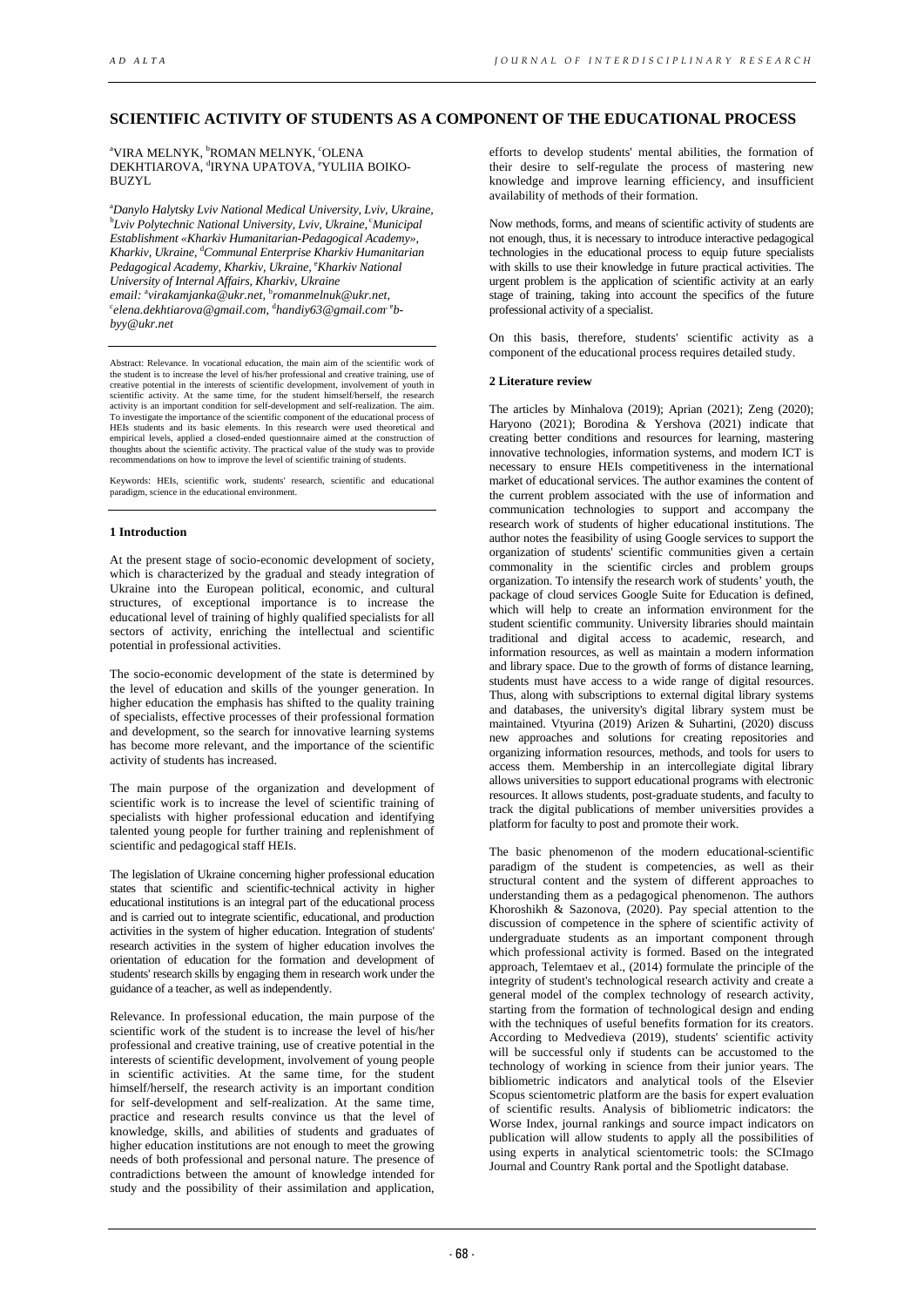# SCIENTIFIC ACTIVITY OF STUDENTS AS A COMPONENT OF THE EDUCATIONAL PROCESS

[a]VIRA MELNYK, [b]ROMAN MELNYK, [c]OLENA DEKHTIAROVA, [d]IRYNA UPATOVA, [e]YULIIA BOIKO-BUZYL

[a]*Danylo Halytsky Lviv National Medical University, Lviv, Ukraine,* [b]*Lviv Polytechnic National University, Lviv, Ukraine,* [c]*Municipal Establishment «Kharkiv Humanitarian-Pedagogical Academy», Kharkiv, Ukraine,* [d]*Communal Enterprise Kharkiv Humanitarian Pedagogical Academy, Kharkiv, Ukraine,* [e]*Kharkiv National University of Internal Affairs, Kharkiv, Ukraine*
*email:* [a]*virakamjanka@ukr.net,* [b]*romanmelnuk@ukr.net,* [c]*elena.dekhtiarova@gmail.com,* [d]*handiy63@gmail.com,* [e]*b-byy@ukr.net*

Abstract: Relevance. In vocational education, the main aim of the scientific work of the student is to increase the level of his/her professional and creative training, use of creative potential in the interests of scientific development, involvement of youth in scientific activity. At the same time, for the student himself/herself, the research activity is an important condition for self-development and self-realization. The aim. To investigate the importance of the scientific component of the educational process of HEIs students and its basic elements. In this research were used theoretical and empirical levels, applied a closed-ended questionnaire aimed at the construction of thoughts about the scientific activity. The practical value of the study was to provide recommendations on how to improve the level of scientific training of students.

Keywords: HEIs, scientific work, students' research, scientific and educational paradigm, science in the educational environment.

## 1 Introduction

At the present stage of socio-economic development of society, which is characterized by the gradual and steady integration of Ukraine into the European political, economic, and cultural structures, of exceptional importance is to increase the educational level of training of highly qualified specialists for all sectors of activity, enriching the intellectual and scientific potential in professional activities.

The socio-economic development of the state is determined by the level of education and skills of the younger generation. In higher education the emphasis has shifted to the quality training of specialists, effective processes of their professional formation and development, so the search for innovative learning systems has become more relevant, and the importance of the scientific activity of students has increased.

The main purpose of the organization and development of scientific work is to increase the level of scientific training of specialists with higher professional education and identifying talented young people for further training and replenishment of scientific and pedagogical staff HEIs.

The legislation of Ukraine concerning higher professional education states that scientific and scientific-technical activity in higher educational institutions is an integral part of the educational process and is carried out to integrate scientific, educational, and production activities in the system of higher education. Integration of students' research activities in the system of higher education involves the orientation of education for the formation and development of students' research skills by engaging them in research work under the guidance of a teacher, as well as independently.

Relevance. In professional education, the main purpose of the scientific work of the student is to increase the level of his/her professional and creative training, use of creative potential in the interests of scientific development, involvement of young people in scientific activities. At the same time, for the student himself/herself, the research activity is an important condition for self-development and self-realization. At the same time, practice and research results convince us that the level of knowledge, skills, and abilities of students and graduates of higher education institutions are not enough to meet the growing needs of both professional and personal nature. The presence of contradictions between the amount of knowledge intended for study and the possibility of their assimilation and application, efforts to develop students' mental abilities, the formation of their desire to self-regulate the process of mastering new knowledge and improve learning efficiency, and insufficient availability of methods of their formation.

Now methods, forms, and means of scientific activity of students are not enough, thus, it is necessary to introduce interactive pedagogical technologies in the educational process to equip future specialists with skills to use their knowledge in future practical activities. The urgent problem is the application of scientific activity at an early stage of training, taking into account the specifics of the future professional activity of a specialist.

On this basis, therefore, students' scientific activity as a component of the educational process requires detailed study.

## 2 Literature review

The articles by Minhalova (2019); Aprian (2021); Zeng (2020); Haryono (2021); Borodina & Yershova (2021) indicate that creating better conditions and resources for learning, mastering innovative technologies, information systems, and modern ICT is necessary to ensure HEIs competitiveness in the international market of educational services. The author examines the content of the current problem associated with the use of information and communication technologies to support and accompany the research work of students of higher educational institutions. The author notes the feasibility of using Google services to support the organization of students' scientific communities given a certain commonality in the scientific circles and problem groups organization. To intensify the research work of students' youth, the package of cloud services Google Suite for Education is defined, which will help to create an information environment for the student scientific community. University libraries should maintain traditional and digital access to academic, research, and information resources, as well as maintain a modern information and library space. Due to the growth of forms of distance learning, students must have access to a wide range of digital resources. Thus, along with subscriptions to external digital library systems and databases, the university's digital library system must be maintained. Vtyurina (2019) Arizen & Suhartini, (2020) discuss new approaches and solutions for creating repositories and organizing information resources, methods, and tools for users to access them. Membership in an intercollegiate digital library allows universities to support educational programs with electronic resources. It allows students, post-graduate students, and faculty to track the digital publications of member universities provides a platform for faculty to post and promote their work.

The basic phenomenon of the modern educational-scientific paradigm of the student is competencies, as well as their structural content and the system of different approaches to understanding them as a pedagogical phenomenon. The authors Khoroshikh & Sazonova, (2020). Pay special attention to the discussion of competence in the sphere of scientific activity of undergraduate students as an important component through which professional activity is formed. Based on the integrated approach, Telemtaev et al., (2014) formulate the principle of the integrity of student's technological research activity and create a general model of the complex technology of research activity, starting from the formation of technological design and ending with the techniques of useful benefits formation for its creators. According to Medvedieva (2019), students' scientific activity will be successful only if students can be accustomed to the technology of working in science from their junior years. The bibliometric indicators and analytical tools of the Elsevier Scopus scientometric platform are the basis for expert evaluation of scientific results. Analysis of bibliometric indicators: the Worse Index, journal rankings and source impact indicators on publication will allow students to apply all the possibilities of using experts in analytical scientometric tools: the SCImago Journal and Country Rank portal and the Spotlight database.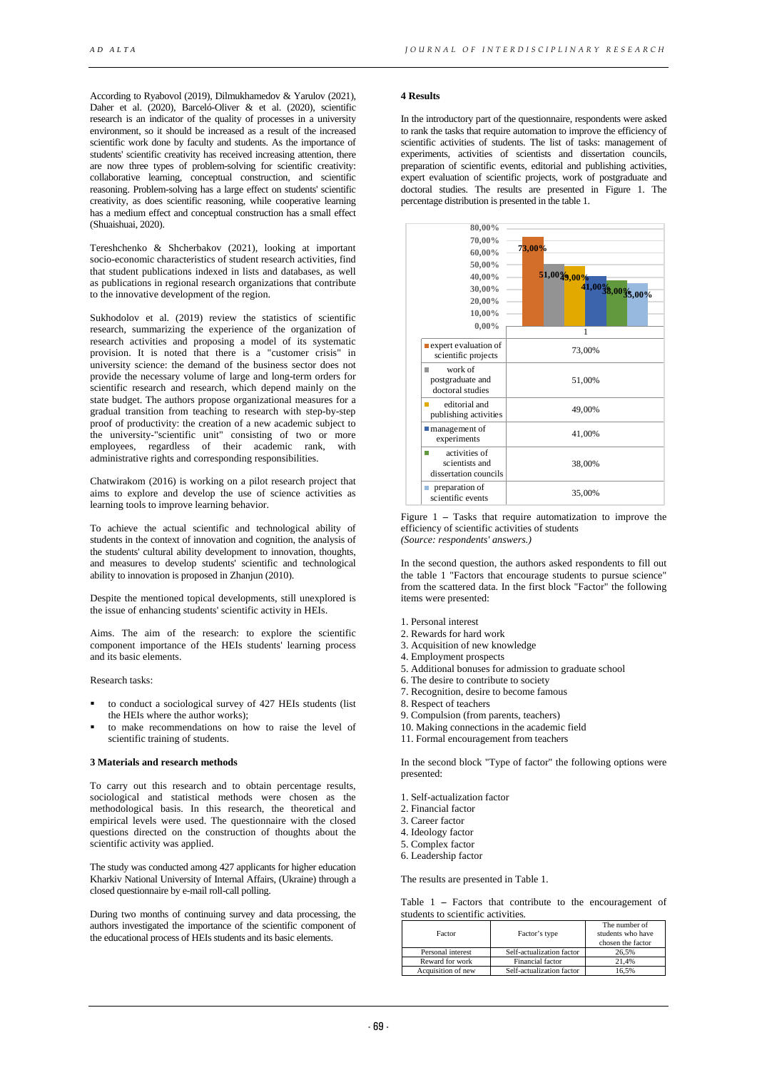According to Ryabovol (2019), Dilmukhamedov & Yarulov (2021), Daher et al. (2020), Barceló-Oliver & et al. (2020), scientific research is an indicator of the quality of processes in a university environment, so it should be increased as a result of the increased scientific work done by faculty and students. As the importance of students' scientific creativity has received increasing attention, there are now three types of problem-solving for scientific creativity: collaborative learning, conceptual construction, and scientific reasoning. Problem-solving has a large effect on students' scientific creativity, as does scientific reasoning, while cooperative learning has a medium effect and conceptual construction has a small effect (Shuaishuai, 2020).

Tereshchenko & Shcherbakov (2021), looking at important socio-economic characteristics of student research activities, find that student publications indexed in lists and databases, as well as publications in regional research organizations that contribute to the innovative development of the region.

Sukhodolov et al. (2019) review the statistics of scientific research, summarizing the experience of the organization of research activities and proposing a model of its systematic provision. It is noted that there is a "customer crisis" in university science: the demand of the business sector does not provide the necessary volume of large and long-term orders for scientific research and research, which depend mainly on the state budget. The authors propose organizational measures for a gradual transition from teaching to research with step-by-step proof of productivity: the creation of a new academic subject to the university-"scientific unit" consisting of two or more employees, regardless of their academic rank, with administrative rights and corresponding responsibilities.

Chatwirakom (2016) is working on a pilot research project that aims to explore and develop the use of science activities as learning tools to improve learning behavior.

To achieve the actual scientific and technological ability of students in the context of innovation and cognition, the analysis of the students' cultural ability development to innovation, thoughts, and measures to develop students' scientific and technological ability to innovation is proposed in Zhanjun (2010).

Despite the mentioned topical developments, still unexplored is the issue of enhancing students' scientific activity in HEIs.

Aims. The aim of the research: to explore the scientific component importance of the HEIs students' learning process and its basic elements.

Research tasks:

- to conduct a sociological survey of 427 HEIs students (list the HEIs where the author works);
- to make recommendations on how to raise the level of scientific training of students.

## 3 Materials and research methods

To carry out this research and to obtain percentage results, sociological and statistical methods were chosen as the methodological basis. In this research, the theoretical and empirical levels were used. The questionnaire with the closed questions directed on the construction of thoughts about the scientific activity was applied.

The study was conducted among 427 applicants for higher education Kharkiv National University of Internal Affairs, (Ukraine) through a closed questionnaire by e-mail roll-call polling.

During two months of continuing survey and data processing, the authors investigated the importance of the scientific component of the educational process of HEIs students and its basic elements.

## 4 Results

In the introductory part of the questionnaire, respondents were asked to rank the tasks that require automation to improve the efficiency of scientific activities of students. The list of tasks: management of experiments, activities of scientists and dissertation councils, preparation of scientific events, editorial and publishing activities, expert evaluation of scientific projects, work of postgraduate and doctoral studies. The results are presented in Figure 1. The percentage distribution is presented in the table 1.

| Task | 1 |
|---|---|
| expert evaluation of scientific projects | 73,00% |
| work of postgraduate and doctoral studies | 51,00% |
| editorial and publishing activities | 49,00% |
| management of experiments | 41,00% |
| activities of scientists and dissertation councils | 38,00% |
| preparation of scientific events | 35,00% |

Figure 1 – Tasks that require automatization to improve the efficiency of scientific activities of students
*(Source: respondents' answers.)*

In the second question, the authors asked respondents to fill out the table 1 "Factors that encourage students to pursue science" from the scattered data. In the first block "Factor" the following items were presented:

1. Personal interest
2. Rewards for hard work
3. Acquisition of new knowledge
4. Employment prospects
5. Additional bonuses for admission to graduate school
6. The desire to contribute to society
7. Recognition, desire to become famous
8. Respect of teachers
9. Compulsion (from parents, teachers)
10. Making connections in the academic field
11. Formal encouragement from teachers

In the second block "Type of factor" the following options were presented:

1. Self-actualization factor
2. Financial factor
3. Career factor
4. Ideology factor
5. Complex factor
6. Leadership factor

The results are presented in Table 1.

Table 1 – Factors that contribute to the encouragement of students to scientific activities.

| Factor | Factor's type | The number of students who have chosen the factor |
|---|---|---|
| Personal interest | Self-actualization factor | 26,5% |
| Reward for work | Financial factor | 21,4% |
| Acquisition of new | Self-actualization factor | 16,5% |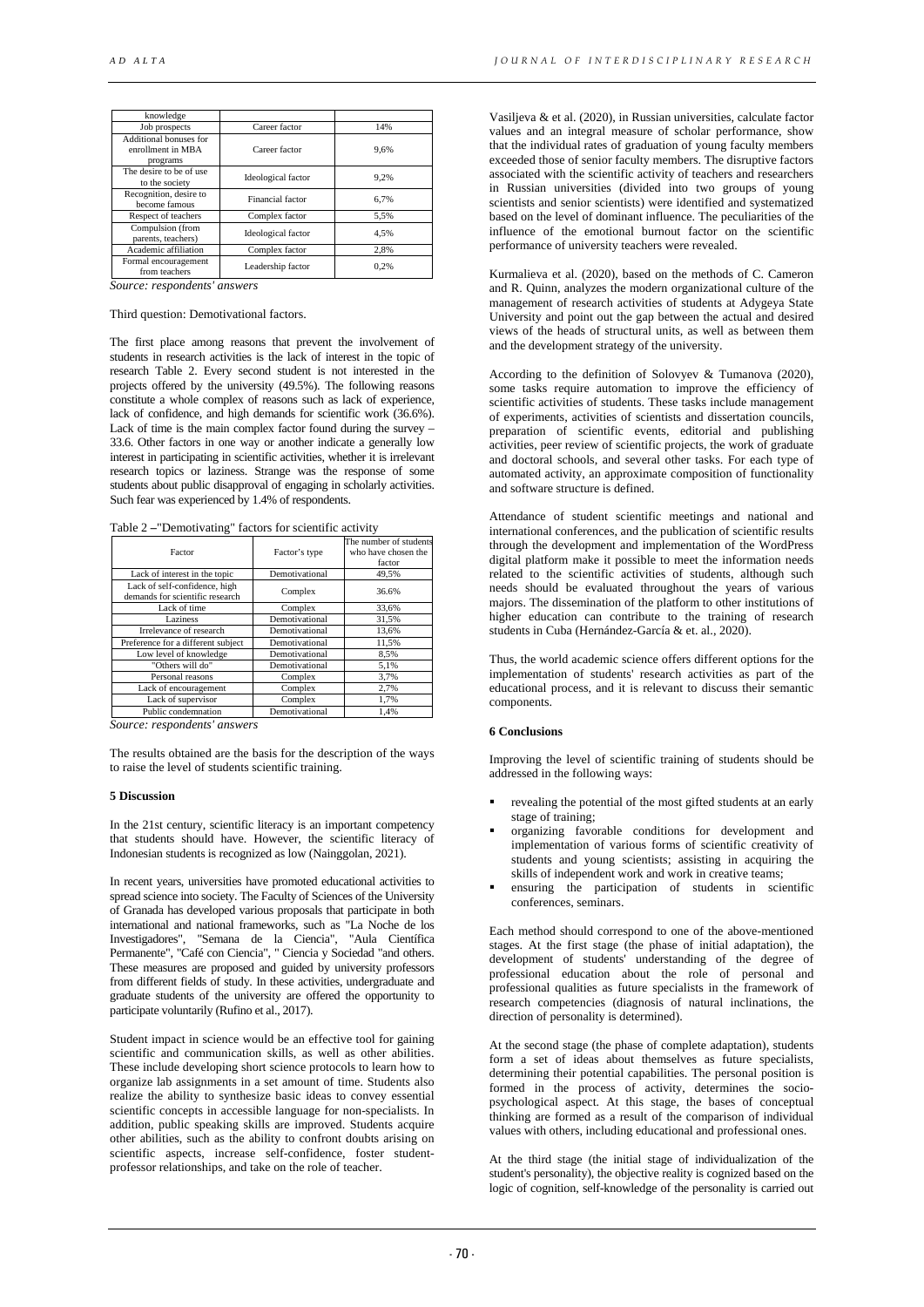| knowledge | | |
|---|---|---|
| Job prospects | Career factor | 14% |
| Additional bonuses for enrollment in MBA programs | Career factor | 9,6% |
| The desire to be of use to the society | Ideological factor | 9,2% |
| Recognition, desire to become famous | Financial factor | 6,7% |
| Respect of teachers | Complex factor | 5,5% |
| Compulsion (from parents, teachers) | Ideological factor | 4,5% |
| Academic affiliation | Complex factor | 2,8% |
| Formal encouragement from teachers | Leadership factor | 0,2% |

*Source: respondents' answers*

Third question: Demotivational factors.

The first place among reasons that prevent the involvement of students in research activities is the lack of interest in the topic of research Table 2. Every second student is not interested in the projects offered by the university (49.5%). The following reasons constitute a whole complex of reasons such as lack of experience, lack of confidence, and high demands for scientific work (36.6%). Lack of time is the main complex factor found during the survey – 33.6. Other factors in one way or another indicate a generally low interest in participating in scientific activities, whether it is irrelevant research topics or laziness. Strange was the response of some students about public disapproval of engaging in scholarly activities. Such fear was experienced by 1.4% of respondents.

Table 2 –"Demotivating" factors for scientific activity

| Factor | Factor's type | The number of students who have chosen the factor |
|---|---|---|
| Lack of interest in the topic | Demotivational | 49,5% |
| Lack of self-confidence, high demands for scientific research | Complex | 36.6% |
| Lack of time | Complex | 33,6% |
| Laziness | Demotivational | 31,5% |
| Irrelevance of research | Demotivational | 13,6% |
| Preference for a different subject | Demotivational | 11,5% |
| Low level of knowledge | Demotivational | 8,5% |
| "Others will do" | Demotivational | 5,1% |
| Personal reasons | Complex | 3,7% |
| Lack of encouragement | Complex | 2,7% |
| Lack of supervisor | Complex | 1,7% |
| Public condemnation | Demotivational | 1,4% |

*Source: respondents' answers*

The results obtained are the basis for the description of the ways to raise the level of students scientific training.

## 5 Discussion

In the 21st century, scientific literacy is an important competency that students should have. However, the scientific literacy of Indonesian students is recognized as low (Nainggolan, 2021).

In recent years, universities have promoted educational activities to spread science into society. The Faculty of Sciences of the University of Granada has developed various proposals that participate in both international and national frameworks, such as "La Noche de los Investigadores", "Semana de la Ciencia", "Aula Científica Permanente", "Café con Ciencia", " Ciencia y Sociedad "and others. These measures are proposed and guided by university professors from different fields of study. In these activities, undergraduate and graduate students of the university are offered the opportunity to participate voluntarily (Rufino et al., 2017).

Student impact in science would be an effective tool for gaining scientific and communication skills, as well as other abilities. These include developing short science protocols to learn how to organize lab assignments in a set amount of time. Students also realize the ability to synthesize basic ideas to convey essential scientific concepts in accessible language for non-specialists. In addition, public speaking skills are improved. Students acquire other abilities, such as the ability to confront doubts arising on scientific aspects, increase self-confidence, foster student-professor relationships, and take on the role of teacher.

Vasiljeva & et al. (2020), in Russian universities, calculate factor values and an integral measure of scholar performance, show that the individual rates of graduation of young faculty members exceeded those of senior faculty members. The disruptive factors associated with the scientific activity of teachers and researchers in Russian universities (divided into two groups of young scientists and senior scientists) were identified and systematized based on the level of dominant influence. The peculiarities of the influence of the emotional burnout factor on the scientific performance of university teachers were revealed.

Kurmalieva et al. (2020), based on the methods of C. Cameron and R. Quinn, analyzes the modern organizational culture of the management of research activities of students at Adygeya State University and point out the gap between the actual and desired views of the heads of structural units, as well as between them and the development strategy of the university.

According to the definition of Solovyev & Tumanova (2020), some tasks require automation to improve the efficiency of scientific activities of students. These tasks include management of experiments, activities of scientists and dissertation councils, preparation of scientific events, editorial and publishing activities, peer review of scientific projects, the work of graduate and doctoral schools, and several other tasks. For each type of automated activity, an approximate composition of functionality and software structure is defined.

Attendance of student scientific meetings and national and international conferences, and the publication of scientific results through the development and implementation of the WordPress digital platform make it possible to meet the information needs related to the scientific activities of students, although such needs should be evaluated throughout the years of various majors. The dissemination of the platform to other institutions of higher education can contribute to the training of research students in Cuba (Hernández-García & et. al., 2020).

Thus, the world academic science offers different options for the implementation of students' research activities as part of the educational process, and it is relevant to discuss their semantic components.

## 6 Conclusions

Improving the level of scientific training of students should be addressed in the following ways:

- revealing the potential of the most gifted students at an early stage of training;
- organizing favorable conditions for development and implementation of various forms of scientific creativity of students and young scientists; assisting in acquiring the skills of independent work and work in creative teams;
- ensuring the participation of students in scientific conferences, seminars.

Each method should correspond to one of the above-mentioned stages. At the first stage (the phase of initial adaptation), the development of students' understanding of the degree of professional education about the role of personal and professional qualities as future specialists in the framework of research competencies (diagnosis of natural inclinations, the direction of personality is determined).

At the second stage (the phase of complete adaptation), students form a set of ideas about themselves as future specialists, determining their potential capabilities. The personal position is formed in the process of activity, determines the socio-psychological aspect. At this stage, the bases of conceptual thinking are formed as a result of the comparison of individual values with others, including educational and professional ones.

At the third stage (the initial stage of individualization of the student's personality), the objective reality is cognized based on the logic of cognition, self-knowledge of the personality is carried out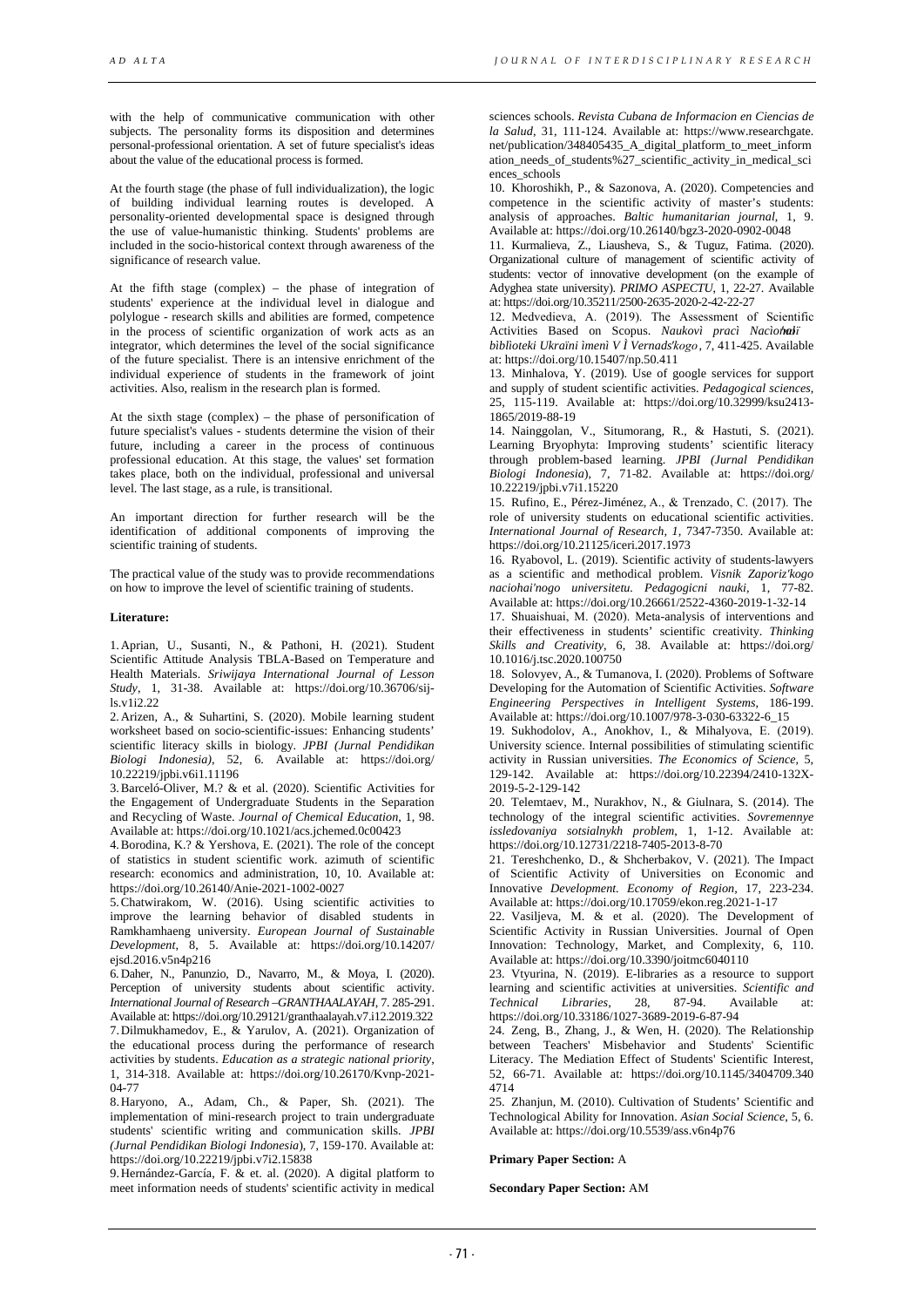with the help of communicative communication with other subjects. The personality forms its disposition and determines personal-professional orientation. A set of future specialist's ideas about the value of the educational process is formed.

At the fourth stage (the phase of full individualization), the logic of building individual learning routes is developed. A personality-oriented developmental space is designed through the use of value-humanistic thinking. Students' problems are included in the socio-historical context through awareness of the significance of research value.

At the fifth stage (complex) – the phase of integration of students' experience at the individual level in dialogue and polylogue - research skills and abilities are formed, competence in the process of scientific organization of work acts as an integrator, which determines the level of the social significance of the future specialist. There is an intensive enrichment of the individual experience of students in the framework of joint activities. Also, realism in the research plan is formed.

At the sixth stage (complex) – the phase of personification of future specialist's values - students determine the vision of their future, including a career in the process of continuous professional education. At this stage, the values' set formation takes place, both on the individual, professional and universal level. The last stage, as a rule, is transitional.

An important direction for further research will be the identification of additional components of improving the scientific training of students.

The practical value of the study was to provide recommendations on how to improve the level of scientific training of students.

**Literature:**

1. Aprian, U., Susanti, N., & Pathoni, H. (2021). Student Scientific Attitude Analysis TBLA-Based on Temperature and Health Materials. *Sriwijaya International Journal of Lesson Study*, 1, 31-38. Available at: https://doi.org/10.36706/sij-ls.v1i2.22
2. Arizen, A., & Suhartini, S. (2020). Mobile learning student worksheet based on socio-scientific-issues: Enhancing students' scientific literacy skills in biology. *JPBI (Jurnal Pendidikan Biologi Indonesia)*, 52, 6. Available at: https://doi.org/10.22219/jpbi.v6i1.11196
3. Barceló-Oliver, M.? & et al. (2020). Scientific Activities for the Engagement of Undergraduate Students in the Separation and Recycling of Waste. *Journal of Chemical Education*, 1, 98. Available at: https://doi.org/10.1021/acs.jchemed.0c00423
4. Borodina, K.? & Yershova, E. (2021). The role of the concept of statistics in student scientific work. azimuth of scientific research: economics and administration, 10, 10. Available at: https://doi.org/10.26140/Anie-2021-1002-0027
5. Chatwirakom, W. (2016). Using scientific activities to improve the learning behavior of disabled students in Ramkhamhaeng university. *European Journal of Sustainable Development*, 8, 5. Available at: https://doi.org/10.14207/ejsd.2016.v5n4p216
6. Daher, N., Panunzio, D., Navarro, M., & Moya, I. (2020). Perception of university students about scientific activity. *International Journal of Research –GRANTHAALAYAH*, 7. 285-291. Available at: https://doi.org/10.29121/granthaalayah.v7.i12.2019.322
7. Dilmukhamedov, E., & Yarulov, A. (2021). Organization of the educational process during the performance of research activities by students. *Education as a strategic national priority*, 1, 314-318. Available at: https://doi.org/10.26170/Kvnp-2021-04-77
8. Haryono, A., Adam, Ch., & Paper, Sh. (2021). The implementation of mini-research project to train undergraduate students' scientific writing and communication skills. *JPBI (Jurnal Pendidikan Biologi Indonesia*), 7, 159-170. Available at: https://doi.org/10.22219/jpbi.v7i2.15838
9. Hernández-García, F. & et. al. (2020). A digital platform to meet information needs of students' scientific activity in medical sciences schools. *Revista Cubana de Informacion en Ciencias de la Salud*, 31, 111-124. Available at: https://www.researchgate.net/publication/348405435_A_digital_platform_to_meet_information_needs_of_students%27_scientific_activity_in_medical_sciences_schools
10. Khoroshikh, P., & Sazonova, A. (2020). Competencies and competence in the scientific activity of master's students: analysis of approaches. *Baltic humanitarian journal*, 1, 9. Available at: https://doi.org/10.26140/bgz3-2020-0902-0048
11. Kurmalieva, Z., Liausheva, S., & Tuguz, Fatima. (2020). Organizational culture of management of scientific activity of students: vector of innovative development (on the example of Adyghea state university). *PRIMO ASPECTU*, 1, 22-27. Available at: https://doi.org/10.35211/2500-2635-2020-2-42-22-27
12. Medvedieva, A. (2019). The Assessment of Scientific Activities Based on Scopus. *Naukovì pracì Nacìonalʹnoï bìblìoteki Ukraïni ìmenì V Ì Vernadsʹkogo*, 7, 411-425. Available at: https://doi.org/10.15407/np.50.411
13. Minhalova, Y. (2019). Use of google services for support and supply of student scientific activities. *Pedagogical sciences*, 25, 115-119. Available at: https://doi.org/10.32999/ksu2413-1865/2019-88-19
14. Nainggolan, V., Situmorang, R., & Hastuti, S. (2021). Learning Bryophyta: Improving students' scientific literacy through problem-based learning. *JPBI (Jurnal Pendidikan Biologi Indonesia*), 7, 71-82. Available at: https://doi.org/10.22219/jpbi.v7i1.15220
15. Rufino, E., Pérez-Jiménez, A., & Trenzado, C. (2017). The role of university students on educational scientific activities. *International Journal of Research, 1*, 7347-7350. Available at: https://doi.org/10.21125/iceri.2017.1973
16. Ryabovol, L. (2019). Scientific activity of students-lawyers as a scientific and methodical problem. *Visnik Zaporiz'kogo naciohai'nogo universitetu. Pedagogicni nauki*, 1, 77-82. Available at: https://doi.org/10.26661/2522-4360-2019-1-32-14
17. Shuaishuai, M. (2020). Meta-analysis of interventions and their effectiveness in students' scientific creativity. *Thinking Skills and Creativity*, 6, 38. Available at: https://doi.org/10.1016/j.tsc.2020.100750
18. Solovyev, A., & Tumanova, I. (2020). Problems of Software Developing for the Automation of Scientific Activities. *Software Engineering Perspectives in Intelligent Systems*, 186-199. Available at: https://doi.org/10.1007/978-3-030-63322-6_15
19. Sukhodolov, A., Anokhov, I., & Mihalyova, E. (2019). University science. Internal possibilities of stimulating scientific activity in Russian universities. *The Economics of Science*, 5, 129-142. Available at: https://doi.org/10.22394/2410-132X-2019-5-2-129-142
20. Telemtaev, M., Nurakhov, N., & Giulnara, S. (2014). The technology of the integral scientific activities. *Sovremennye issledovaniya sotsialnykh problem*, 1, 1-12. Available at: https://doi.org/10.12731/2218-7405-2013-8-70
21. Tereshchenko, D., & Shcherbakov, V. (2021). The Impact of Scientific Activity of Universities on Economic and Innovative *Development. Economy of Region*, 17, 223-234. Available at: https://doi.org/10.17059/ekon.reg.2021-1-17
22. Vasiljeva, M. & et al. (2020). The Development of Scientific Activity in Russian Universities. Journal of Open Innovation: Technology, Market, and Complexity, 6, 110. Available at: https://doi.org/10.3390/joitmc6040110
23. Vtyurina, N. (2019). E-libraries as a resource to support learning and scientific activities at universities. *Scientific and Technical Libraries*, 28, 87-94. Available at: https://doi.org/10.33186/1027-3689-2019-6-87-94
24. Zeng, B., Zhang, J., & Wen, H. (2020). The Relationship between Teachers' Misbehavior and Students' Scientific Literacy. The Mediation Effect of Students' Scientific Interest, 52, 66-71. Available at: https://doi.org/10.1145/3404709.3404714
25. Zhanjun, M. (2010). Cultivation of Students' Scientific and Technological Ability for Innovation. *Asian Social Science*, 5, 6. Available at: https://doi.org/10.5539/ass.v6n4p76

**Primary Paper Section:** A

**Secondary Paper Section:** AM